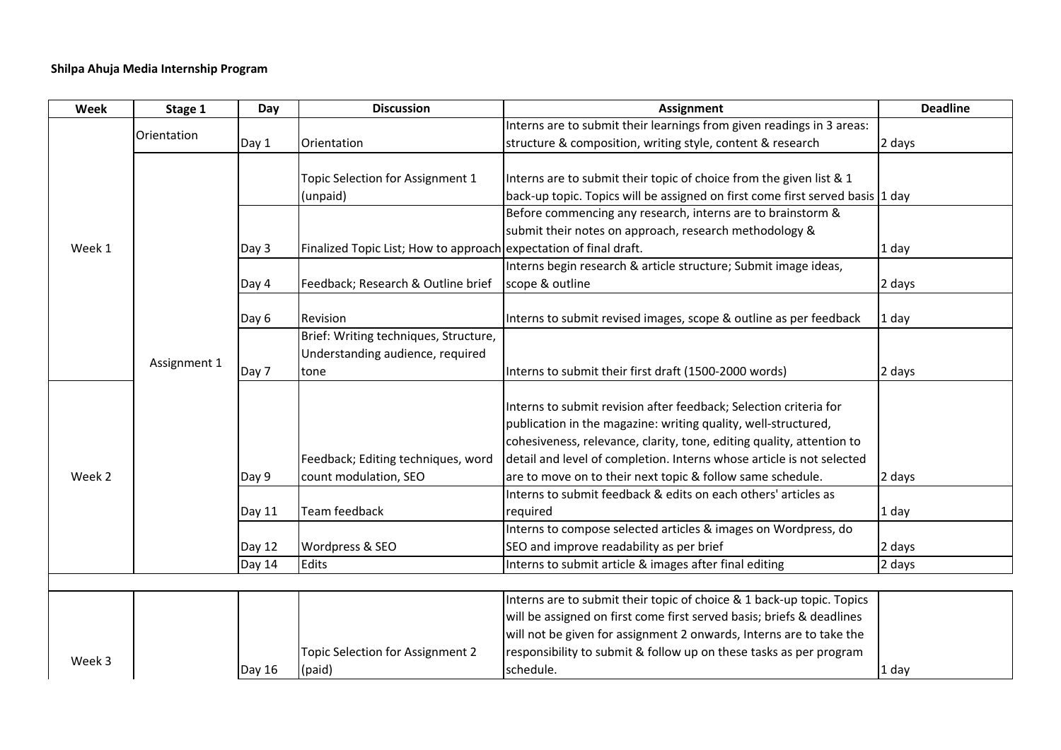**Shilpa Ahuja Media Internship Program**

| Week | Stage 1 | Day | Discussion | Assignment | Deadline |
|---|---|---|---|---|---|
| Week 1 | Orientation | Day 1 | Orientation | Interns are to submit their learnings from given readings in 3 areas: structure & composition, writing style, content & research | 2 days |
| | Assignment 1 | | Topic Selection for Assignment 1 (unpaid) | Interns are to submit their topic of choice from the given list & 1 back-up topic. Topics will be assigned on first come first served basis | 1 day |
| | | Day 3 | Finalized Topic List; How to approach | Before commencing any research, interns are to brainstorm & submit their notes on approach, research methodology & expectation of final draft. | 1 day |
| | | Day 4 | Feedback; Research & Outline brief | Interns begin research & article structure; Submit image ideas, scope & outline | 2 days |
| | | Day 6 | Revision | Interns to submit revised images, scope & outline as per feedback | 1 day |
| | | Day 7 | Brief: Writing techniques, Structure, Understanding audience, required tone | Interns to submit their first draft (1500-2000 words) | 2 days |
| Week 2 | | Day 9 | Feedback; Editing techniques, word count modulation, SEO | Interns to submit revision after feedback; Selection criteria for publication in the magazine: writing quality, well-structured, cohesiveness, relevance, clarity, tone, editing quality, attention to detail and level of completion. Interns whose article is not selected are to move on to their next topic & follow same schedule. | 2 days |
| | | Day 11 | Team feedback | Interns to submit feedback & edits on each others' articles as required | 1 day |
| | | Day 12 | Wordpress & SEO | Interns to compose selected articles & images on Wordpress, do SEO and improve readability as per brief | 2 days |
| | | Day 14 | Edits | Interns to submit article & images after final editing | 2 days |
| | | | | | |
| Week 3 | | Day 16 | Topic Selection for Assignment 2 (paid) | Interns are to submit their topic of choice & 1 back-up topic. Topics will be assigned on first come first served basis; briefs & deadlines will not be given for assignment 2 onwards, Interns are to take the responsibility to submit & follow up on these tasks as per program schedule. | 1 day |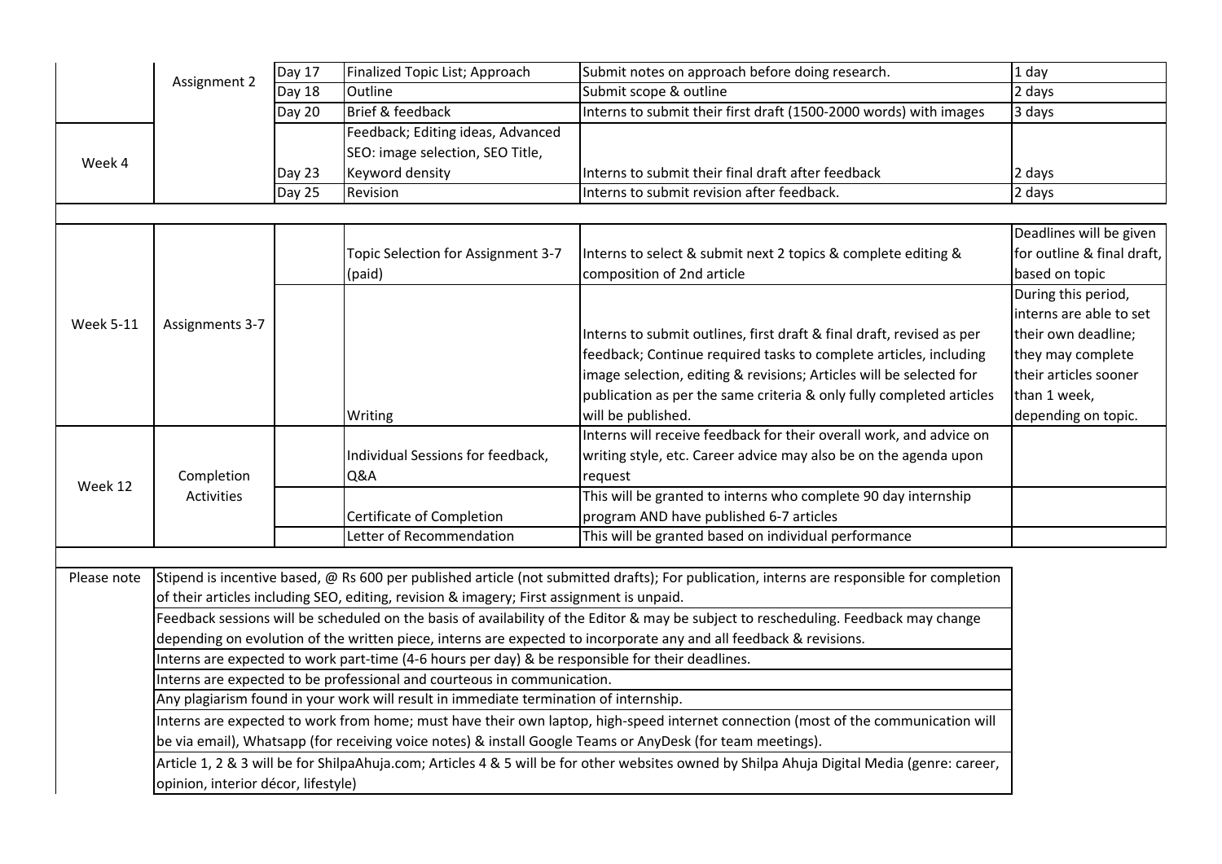| | | | | | |
|---|---|---|---|---|---|
| | Assignment 2 | Day 17 | Finalized Topic List; Approach | Submit notes on approach before doing research. | 1 day |
| | | Day 18 | Outline | Submit scope & outline | 2 days |
| | | Day 20 | Brief & feedback | Interns to submit their first draft (1500-2000 words) with images | 3 days |
| Week 4 | | Day 23 | Feedback; Editing ideas, Advanced SEO: image selection, SEO Title, Keyword density | Interns to submit their final draft after feedback | 2 days |
| | | Day 25 | Revision | Interns to submit revision after feedback. | 2 days |
| | | | | | |
| Week 5-11 | Assignments 3-7 | | Topic Selection for Assignment 3-7 (paid) | Interns to select & submit next 2 topics & complete editing & composition of 2nd article | Deadlines will be given for outline & final draft, based on topic |
| | | | Writing | Interns to submit outlines, first draft & final draft, revised as per feedback; Continue required tasks to complete articles, including image selection, editing & revisions; Articles will be selected for publication as per the same criteria & only fully completed articles will be published. | During this period, interns are able to set their own deadline; they may complete their articles sooner than 1 week, depending on topic. |
| Week 12 | Completion Activities | | Individual Sessions for feedback, Q&A | Interns will receive feedback for their overall work, and advice on writing style, etc. Career advice may also be on the agenda upon request | |
| | | | Certificate of Completion | This will be granted to interns who complete 90 day internship program AND have published 6-7 articles | |
| | | | Letter of Recommendation | This will be granted based on individual performance | |

| | |
|---|---|
| Please note | Stipend is incentive based, @ Rs 600 per published article (not submitted drafts); For publication, interns are responsible for completion of their articles including SEO, editing, revision & imagery; First assignment is unpaid. |
| | Feedback sessions will be scheduled on the basis of availability of the Editor & may be subject to rescheduling. Feedback may change depending on evolution of the written piece, interns are expected to incorporate any and all feedback & revisions. |
| | Interns are expected to work part-time (4-6 hours per day) & be responsible for their deadlines. |
| | Interns are expected to be professional and courteous in communication. |
| | Any plagiarism found in your work will result in immediate termination of internship. |
| | Interns are expected to work from home; must have their own laptop, high-speed internet connection (most of the communication will be via email), Whatsapp (for receiving voice notes) & install Google Teams or AnyDesk (for team meetings). |
| | Article 1, 2 & 3 will be for ShilpaAhuja.com; Articles 4 & 5 will be for other websites owned by Shilpa Ahuja Digital Media (genre: career, opinion, interior décor, lifestyle) |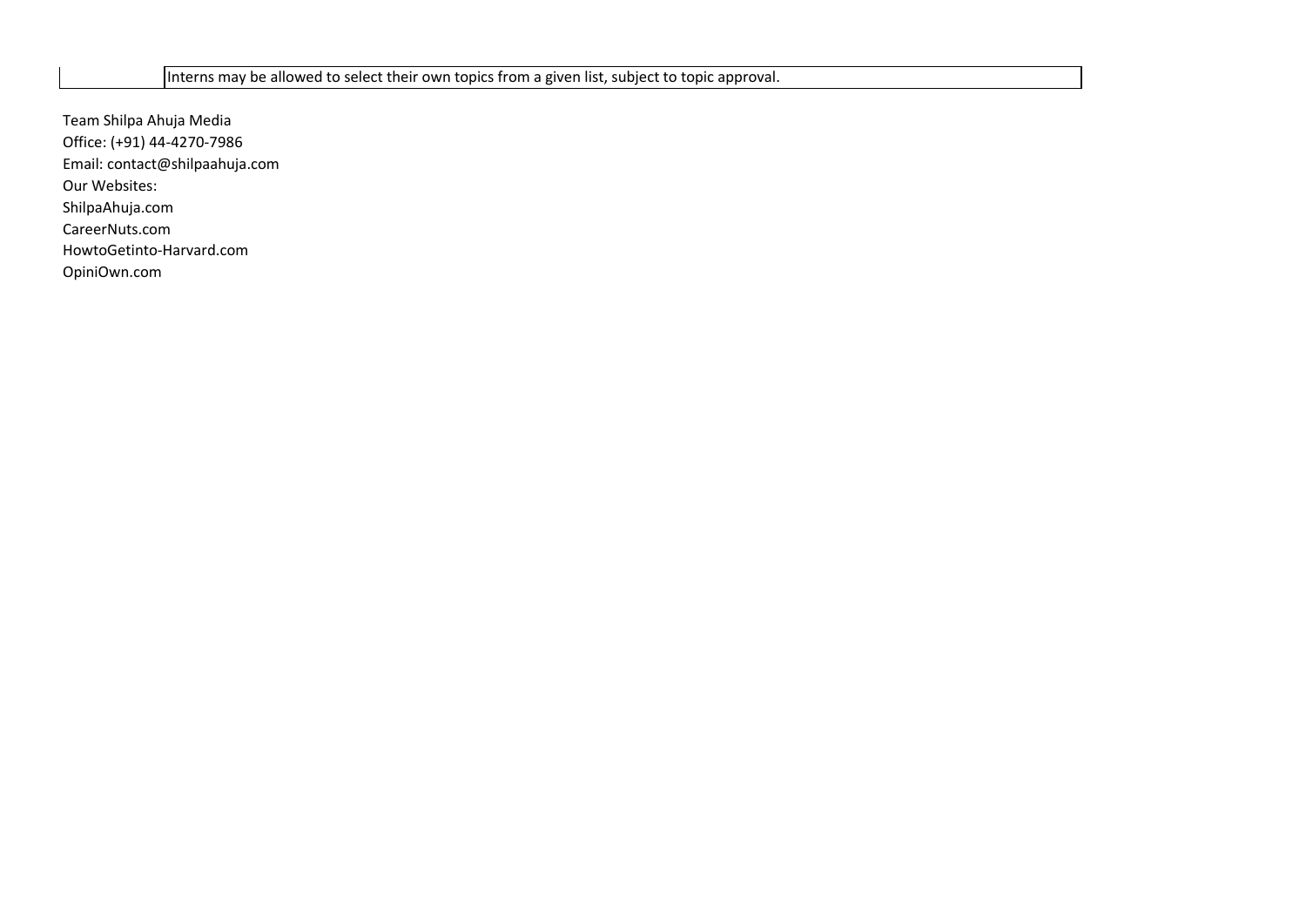| | |
|---|---|
| | Interns may be allowed to select their own topics from a given list, subject to topic approval. |

Team Shilpa Ahuja Media
Office: (+91) 44-4270-7986
Email: contact@shilpaahuja.com
Our Websites:
ShilpaAhuja.com
CareerNuts.com
HowtoGetinto-Harvard.com
OpiniOwn.com